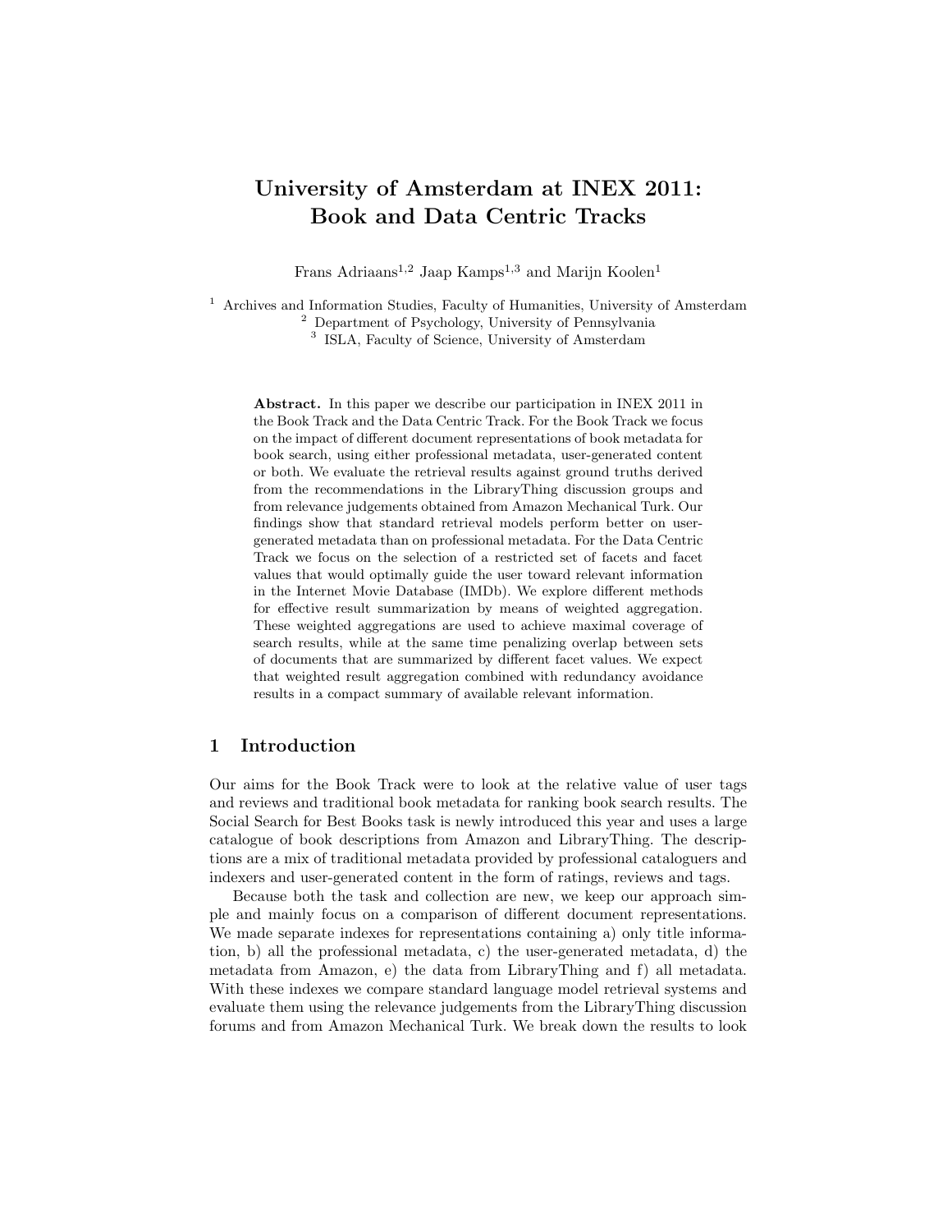# University of Amsterdam at INEX 2011: Book and Data Centric Tracks

Frans Adriaans[1,2] Jaap Kamps[1,3] and Marijn Koolen[1]

[1] Archives and Information Studies, Faculty of Humanities, University of Amsterdam
[2] Department of Psychology, University of Pennsylvania
[3] ISLA, Faculty of Science, University of Amsterdam

**Abstract.** In this paper we describe our participation in INEX 2011 in the Book Track and the Data Centric Track. For the Book Track we focus on the impact of different document representations of book metadata for book search, using either professional metadata, user-generated content or both. We evaluate the retrieval results against ground truths derived from the recommendations in the LibraryThing discussion groups and from relevance judgements obtained from Amazon Mechanical Turk. Our findings show that standard retrieval models perform better on user-generated metadata than on professional metadata. For the Data Centric Track we focus on the selection of a restricted set of facets and facet values that would optimally guide the user toward relevant information in the Internet Movie Database (IMDb). We explore different methods for effective result summarization by means of weighted aggregation. These weighted aggregations are used to achieve maximal coverage of search results, while at the same time penalizing overlap between sets of documents that are summarized by different facet values. We expect that weighted result aggregation combined with redundancy avoidance results in a compact summary of available relevant information.

## 1 Introduction

Our aims for the Book Track were to look at the relative value of user tags and reviews and traditional book metadata for ranking book search results. The Social Search for Best Books task is newly introduced this year and uses a large catalogue of book descriptions from Amazon and LibraryThing. The descriptions are a mix of traditional metadata provided by professional cataloguers and indexers and user-generated content in the form of ratings, reviews and tags.

Because both the task and collection are new, we keep our approach simple and mainly focus on a comparison of different document representations. We made separate indexes for representations containing a) only title information, b) all the professional metadata, c) the user-generated metadata, d) the metadata from Amazon, e) the data from LibraryThing and f) all metadata. With these indexes we compare standard language model retrieval systems and evaluate them using the relevance judgements from the LibraryThing discussion forums and from Amazon Mechanical Turk. We break down the results to look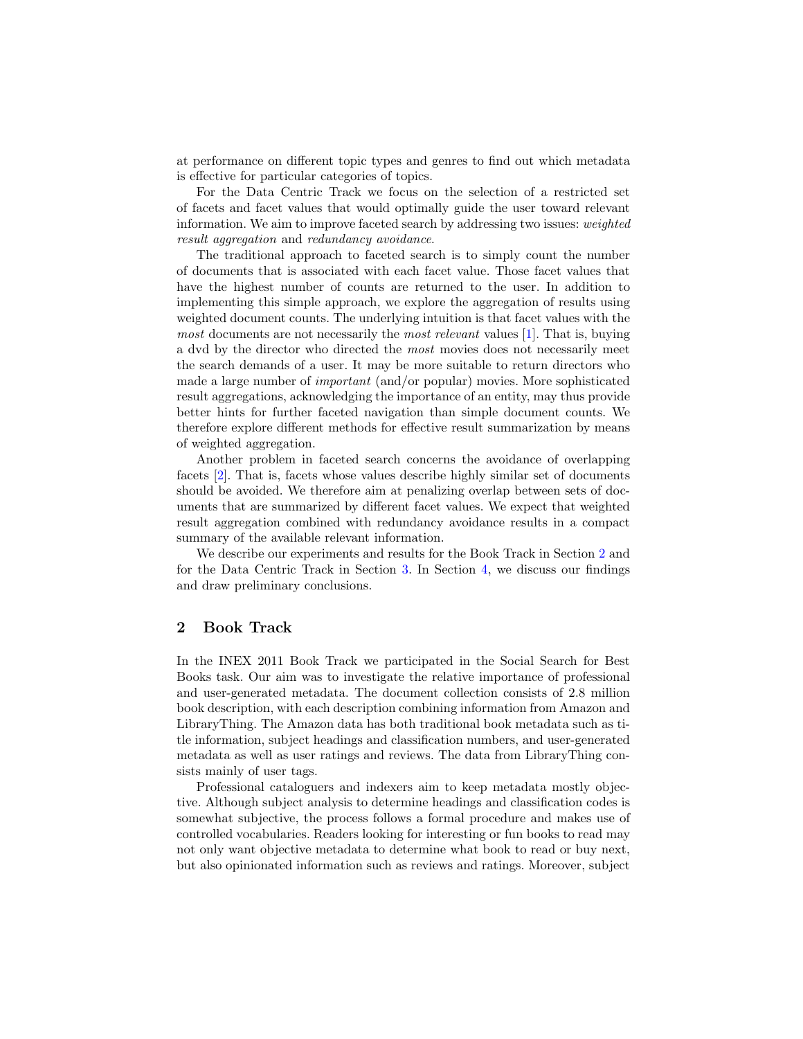at performance on different topic types and genres to find out which metadata is effective for particular categories of topics.

For the Data Centric Track we focus on the selection of a restricted set of facets and facet values that would optimally guide the user toward relevant information. We aim to improve faceted search by addressing two issues: *weighted result aggregation* and *redundancy avoidance*.

The traditional approach to faceted search is to simply count the number of documents that is associated with each facet value. Those facet values that have the highest number of counts are returned to the user. In addition to implementing this simple approach, we explore the aggregation of results using weighted document counts. The underlying intuition is that facet values with the *most* documents are not necessarily the *most relevant* values [1]. That is, buying a dvd by the director who directed the *most* movies does not necessarily meet the search demands of a user. It may be more suitable to return directors who made a large number of *important* (and/or popular) movies. More sophisticated result aggregations, acknowledging the importance of an entity, may thus provide better hints for further faceted navigation than simple document counts. We therefore explore different methods for effective result summarization by means of weighted aggregation.

Another problem in faceted search concerns the avoidance of overlapping facets [2]. That is, facets whose values describe highly similar set of documents should be avoided. We therefore aim at penalizing overlap between sets of documents that are summarized by different facet values. We expect that weighted result aggregation combined with redundancy avoidance results in a compact summary of the available relevant information.

We describe our experiments and results for the Book Track in Section 2 and for the Data Centric Track in Section 3. In Section 4, we discuss our findings and draw preliminary conclusions.

## 2 Book Track

In the INEX 2011 Book Track we participated in the Social Search for Best Books task. Our aim was to investigate the relative importance of professional and user-generated metadata. The document collection consists of 2.8 million book description, with each description combining information from Amazon and LibraryThing. The Amazon data has both traditional book metadata such as title information, subject headings and classification numbers, and user-generated metadata as well as user ratings and reviews. The data from LibraryThing consists mainly of user tags.

Professional cataloguers and indexers aim to keep metadata mostly objective. Although subject analysis to determine headings and classification codes is somewhat subjective, the process follows a formal procedure and makes use of controlled vocabularies. Readers looking for interesting or fun books to read may not only want objective metadata to determine what book to read or buy next, but also opinionated information such as reviews and ratings. Moreover, subject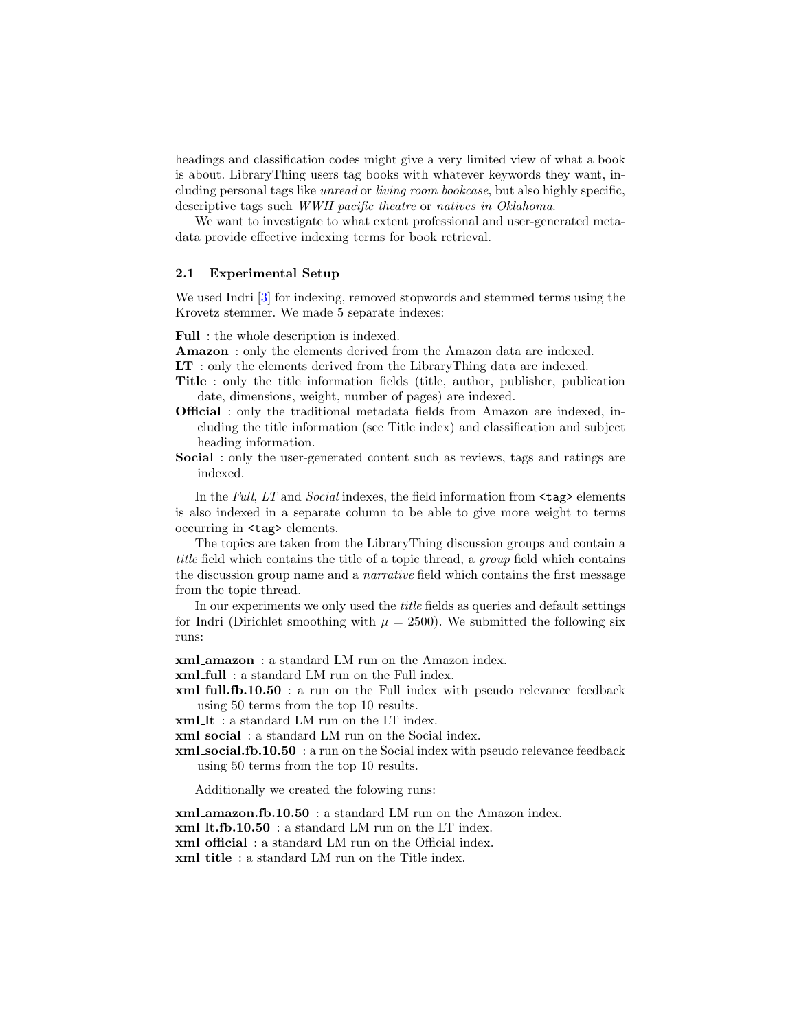headings and classification codes might give a very limited view of what a book is about. LibraryThing users tag books with whatever keywords they want, including personal tags like *unread* or *living room bookcase*, but also highly specific, descriptive tags such *WWII pacific theatre* or *natives in Oklahoma*.

We want to investigate to what extent professional and user-generated metadata provide effective indexing terms for book retrieval.

### 2.1 Experimental Setup

We used Indri [3] for indexing, removed stopwords and stemmed terms using the Krovetz stemmer. We made 5 separate indexes:

**Full** : the whole description is indexed.
**Amazon** : only the elements derived from the Amazon data are indexed.
**LT** : only the elements derived from the LibraryThing data are indexed.
**Title** : only the title information fields (title, author, publisher, publication date, dimensions, weight, number of pages) are indexed.
**Official** : only the traditional metadata fields from Amazon are indexed, including the title information (see Title index) and classification and subject heading information.
**Social** : only the user-generated content such as reviews, tags and ratings are indexed.

In the *Full*, *LT* and *Social* indexes, the field information from `<tag>` elements is also indexed in a separate column to be able to give more weight to terms occurring in `<tag>` elements.

The topics are taken from the LibraryThing discussion groups and contain a *title* field which contains the title of a topic thread, a *group* field which contains the discussion group name and a *narrative* field which contains the first message from the topic thread.

In our experiments we only used the *title* fields as queries and default settings for Indri (Dirichlet smoothing with $\mu = 2500$). We submitted the following six runs:

**xml_amazon** : a standard LM run on the Amazon index.
**xml_full** : a standard LM run on the Full index.
**xml_full.fb.10.50** : a run on the Full index with pseudo relevance feedback using 50 terms from the top 10 results.
**xml_lt** : a standard LM run on the LT index.
**xml_social** : a standard LM run on the Social index.
**xml_social.fb.10.50** : a run on the Social index with pseudo relevance feedback using 50 terms from the top 10 results.

Additionally we created the folowing runs:

**xml_amazon.fb.10.50** : a standard LM run on the Amazon index.
**xml_lt.fb.10.50** : a standard LM run on the LT index.
**xml_official** : a standard LM run on the Official index.
**xml_title** : a standard LM run on the Title index.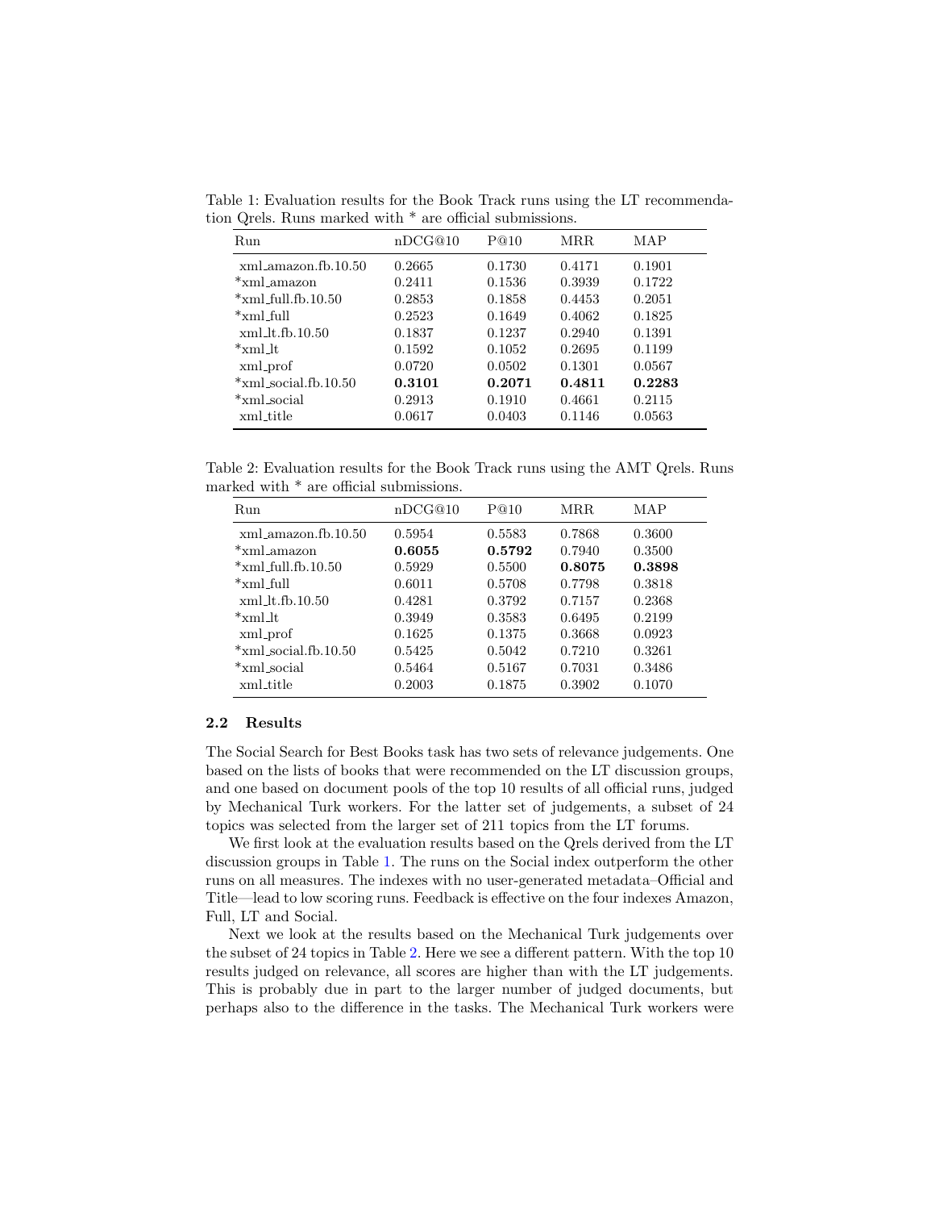Table 1: Evaluation results for the Book Track runs using the LT recommendation Qrels. Runs marked with * are official submissions.

| Run | nDCG@10 | P@10 | MRR | MAP |
|---|---|---|---|---|
| xml_amazon.fb.10.50 | 0.2665 | 0.1730 | 0.4171 | 0.1901 |
| *xml_amazon | 0.2411 | 0.1536 | 0.3939 | 0.1722 |
| *xml_full.fb.10.50 | 0.2853 | 0.1858 | 0.4453 | 0.2051 |
| *xml_full | 0.2523 | 0.1649 | 0.4062 | 0.1825 |
| xml_lt.fb.10.50 | 0.1837 | 0.1237 | 0.2940 | 0.1391 |
| *xml_lt | 0.1592 | 0.1052 | 0.2695 | 0.1199 |
| xml_prof | 0.0720 | 0.0502 | 0.1301 | 0.0567 |
| *xml_social.fb.10.50 | **0.3101** | **0.2071** | **0.4811** | **0.2283** |
| *xml_social | 0.2913 | 0.1910 | 0.4661 | 0.2115 |
| xml_title | 0.0617 | 0.0403 | 0.1146 | 0.0563 |

Table 2: Evaluation results for the Book Track runs using the AMT Qrels. Runs marked with * are official submissions.

| Run | nDCG@10 | P@10 | MRR | MAP |
|---|---|---|---|---|
| xml_amazon.fb.10.50 | 0.5954 | 0.5583 | 0.7868 | 0.3600 |
| *xml_amazon | **0.6055** | **0.5792** | 0.7940 | 0.3500 |
| *xml_full.fb.10.50 | 0.5929 | 0.5500 | **0.8075** | **0.3898** |
| *xml_full | 0.6011 | 0.5708 | 0.7798 | 0.3818 |
| xml_lt.fb.10.50 | 0.4281 | 0.3792 | 0.7157 | 0.2368 |
| *xml_lt | 0.3949 | 0.3583 | 0.6495 | 0.2199 |
| xml_prof | 0.1625 | 0.1375 | 0.3668 | 0.0923 |
| *xml_social.fb.10.50 | 0.5425 | 0.5042 | 0.7210 | 0.3261 |
| *xml_social | 0.5464 | 0.5167 | 0.7031 | 0.3486 |
| xml_title | 0.2003 | 0.1875 | 0.3902 | 0.1070 |

### 2.2 Results

The Social Search for Best Books task has two sets of relevance judgements. One based on the lists of books that were recommended on the LT discussion groups, and one based on document pools of the top 10 results of all official runs, judged by Mechanical Turk workers. For the latter set of judgements, a subset of 24 topics was selected from the larger set of 211 topics from the LT forums.

We first look at the evaluation results based on the Qrels derived from the LT discussion groups in Table 1. The runs on the Social index outperform the other runs on all measures. The indexes with no user-generated metadata–Official and Title—lead to low scoring runs. Feedback is effective on the four indexes Amazon, Full, LT and Social.

Next we look at the results based on the Mechanical Turk judgements over the subset of 24 topics in Table 2. Here we see a different pattern. With the top 10 results judged on relevance, all scores are higher than with the LT judgements. This is probably due in part to the larger number of judged documents, but perhaps also to the difference in the tasks. The Mechanical Turk workers were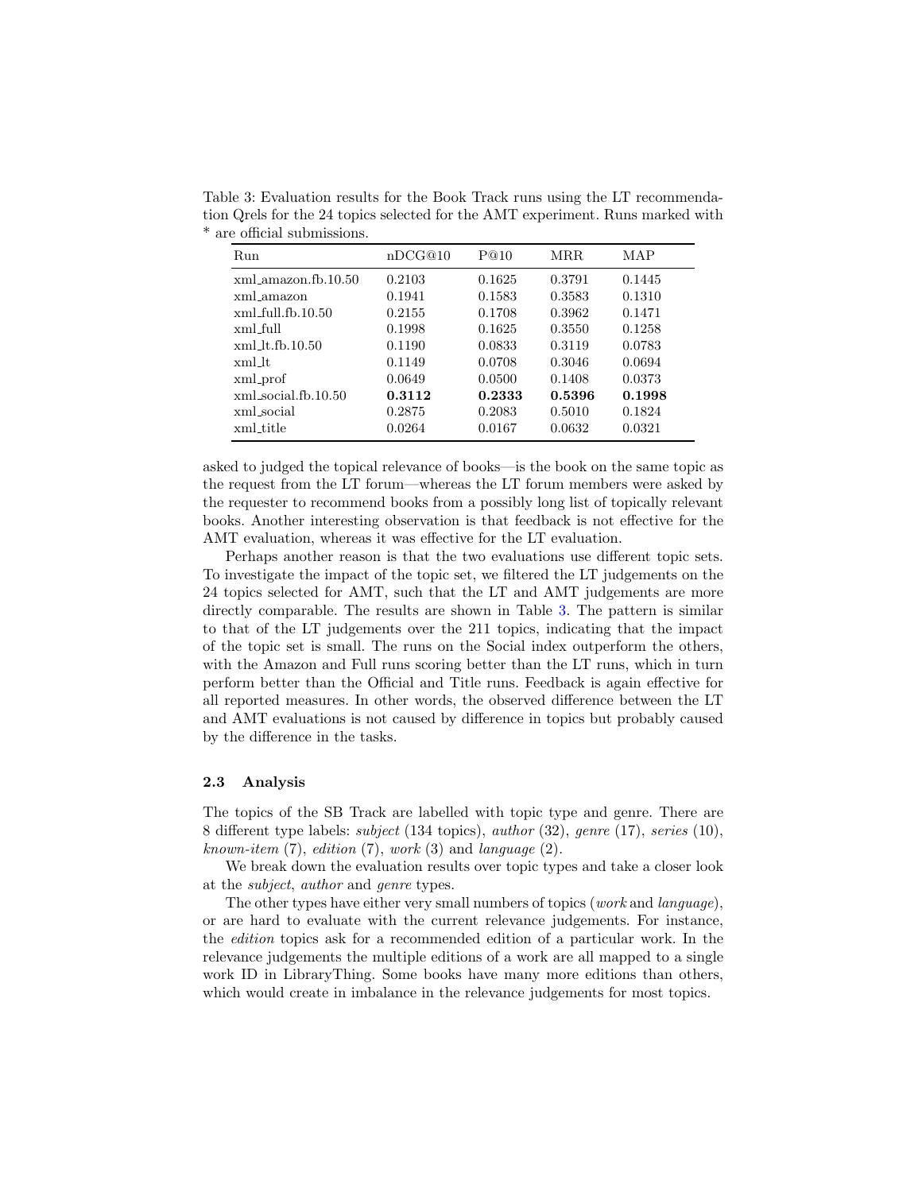Table 3: Evaluation results for the Book Track runs using the LT recommendation Qrels for the 24 topics selected for the AMT experiment. Runs marked with * are official submissions.

| Run | nDCG@10 | P@10 | MRR | MAP |
|---|---|---|---|---|
| xml_amazon.fb.10.50 | 0.2103 | 0.1625 | 0.3791 | 0.1445 |
| xml_amazon | 0.1941 | 0.1583 | 0.3583 | 0.1310 |
| xml_full.fb.10.50 | 0.2155 | 0.1708 | 0.3962 | 0.1471 |
| xml_full | 0.1998 | 0.1625 | 0.3550 | 0.1258 |
| xml_lt.fb.10.50 | 0.1190 | 0.0833 | 0.3119 | 0.0783 |
| xml_lt | 0.1149 | 0.0708 | 0.3046 | 0.0694 |
| xml_prof | 0.0649 | 0.0500 | 0.1408 | 0.0373 |
| xml_social.fb.10.50 | **0.3112** | **0.2333** | **0.5396** | **0.1998** |
| xml_social | 0.2875 | 0.2083 | 0.5010 | 0.1824 |
| xml_title | 0.0264 | 0.0167 | 0.0632 | 0.0321 |

asked to judged the topical relevance of books—is the book on the same topic as the request from the LT forum—whereas the LT forum members were asked by the requester to recommend books from a possibly long list of topically relevant books. Another interesting observation is that feedback is not effective for the AMT evaluation, whereas it was effective for the LT evaluation.

Perhaps another reason is that the two evaluations use different topic sets. To investigate the impact of the topic set, we filtered the LT judgements on the 24 topics selected for AMT, such that the LT and AMT judgements are more directly comparable. The results are shown in Table 3. The pattern is similar to that of the LT judgements over the 211 topics, indicating that the impact of the topic set is small. The runs on the Social index outperform the others, with the Amazon and Full runs scoring better than the LT runs, which in turn perform better than the Official and Title runs. Feedback is again effective for all reported measures. In other words, the observed difference between the LT and AMT evaluations is not caused by difference in topics but probably caused by the difference in the tasks.

### 2.3 Analysis

The topics of the SB Track are labelled with topic type and genre. There are 8 different type labels: *subject* (134 topics), *author* (32), *genre* (17), *series* (10), *known-item* (7), *edition* (7), *work* (3) and *language* (2).

We break down the evaluation results over topic types and take a closer look at the *subject*, *author* and *genre* types.

The other types have either very small numbers of topics (*work* and *language*), or are hard to evaluate with the current relevance judgements. For instance, the *edition* topics ask for a recommended edition of a particular work. In the relevance judgements the multiple editions of a work are all mapped to a single work ID in LibraryThing. Some books have many more editions than others, which would create in imbalance in the relevance judgements for most topics.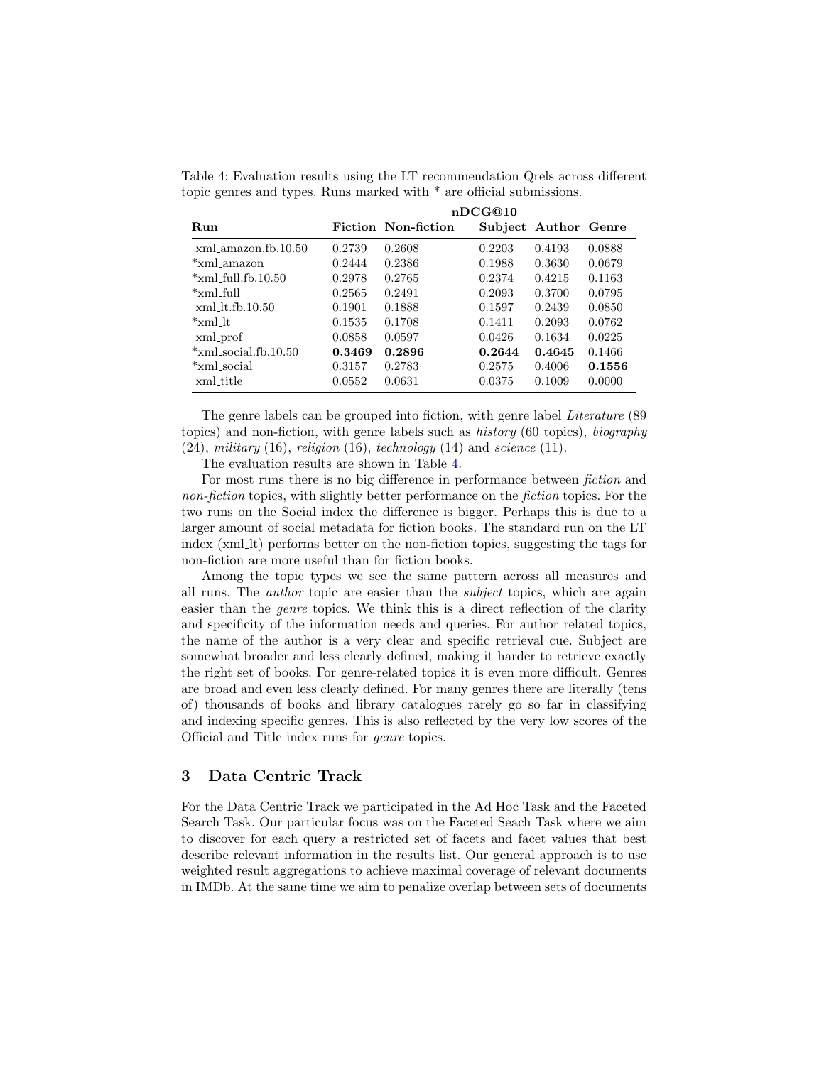Table 4: Evaluation results using the LT recommendation Qrels across different topic genres and types. Runs marked with * are official submissions.

| | nDCG@10 | | | | |
|---|---|---|---|---|---|
| **Run** | **Fiction** | **Non-fiction** | **Subject** | **Author** | **Genre** |
| xml_amazon.fb.10.50 | 0.2739 | 0.2608 | 0.2203 | 0.4193 | 0.0888 |
| *xml_amazon | 0.2444 | 0.2386 | 0.1988 | 0.3630 | 0.0679 |
| *xml_full.fb.10.50 | 0.2978 | 0.2765 | 0.2374 | 0.4215 | 0.1163 |
| *xml_full | 0.2565 | 0.2491 | 0.2093 | 0.3700 | 0.0795 |
| xml_lt.fb.10.50 | 0.1901 | 0.1888 | 0.1597 | 0.2439 | 0.0850 |
| *xml_lt | 0.1535 | 0.1708 | 0.1411 | 0.2093 | 0.0762 |
| xml_prof | 0.0858 | 0.0597 | 0.0426 | 0.1634 | 0.0225 |
| *xml_social.fb.10.50 | **0.3469** | **0.2896** | **0.2644** | **0.4645** | 0.1466 |
| *xml_social | 0.3157 | 0.2783 | 0.2575 | 0.4006 | **0.1556** |
| xml_title | 0.0552 | 0.0631 | 0.0375 | 0.1009 | 0.0000 |

The genre labels can be grouped into fiction, with genre label *Literature* (89 topics) and non-fiction, with genre labels such as *history* (60 topics), *biography* (24), *military* (16), *religion* (16), *technology* (14) and *science* (11).

The evaluation results are shown in Table 4.

For most runs there is no big difference in performance between *fiction* and *non-fiction* topics, with slightly better performance on the *fiction* topics. For the two runs on the Social index the difference is bigger. Perhaps this is due to a larger amount of social metadata for fiction books. The standard run on the LT index (xml_lt) performs better on the non-fiction topics, suggesting the tags for non-fiction are more useful than for fiction books.

Among the topic types we see the same pattern across all measures and all runs. The *author* topic are easier than the *subject* topics, which are again easier than the *genre* topics. We think this is a direct reflection of the clarity and specificity of the information needs and queries. For author related topics, the name of the author is a very clear and specific retrieval cue. Subject are somewhat broader and less clearly defined, making it harder to retrieve exactly the right set of books. For genre-related topics it is even more difficult. Genres are broad and even less clearly defined. For many genres there are literally (tens of) thousands of books and library catalogues rarely go so far in classifying and indexing specific genres. This is also reflected by the very low scores of the Official and Title index runs for *genre* topics.

## 3 Data Centric Track

For the Data Centric Track we participated in the Ad Hoc Task and the Faceted Search Task. Our particular focus was on the Faceted Seach Task where we aim to discover for each query a restricted set of facets and facet values that best describe relevant information in the results list. Our general approach is to use weighted result aggregations to achieve maximal coverage of relevant documents in IMDb. At the same time we aim to penalize overlap between sets of documents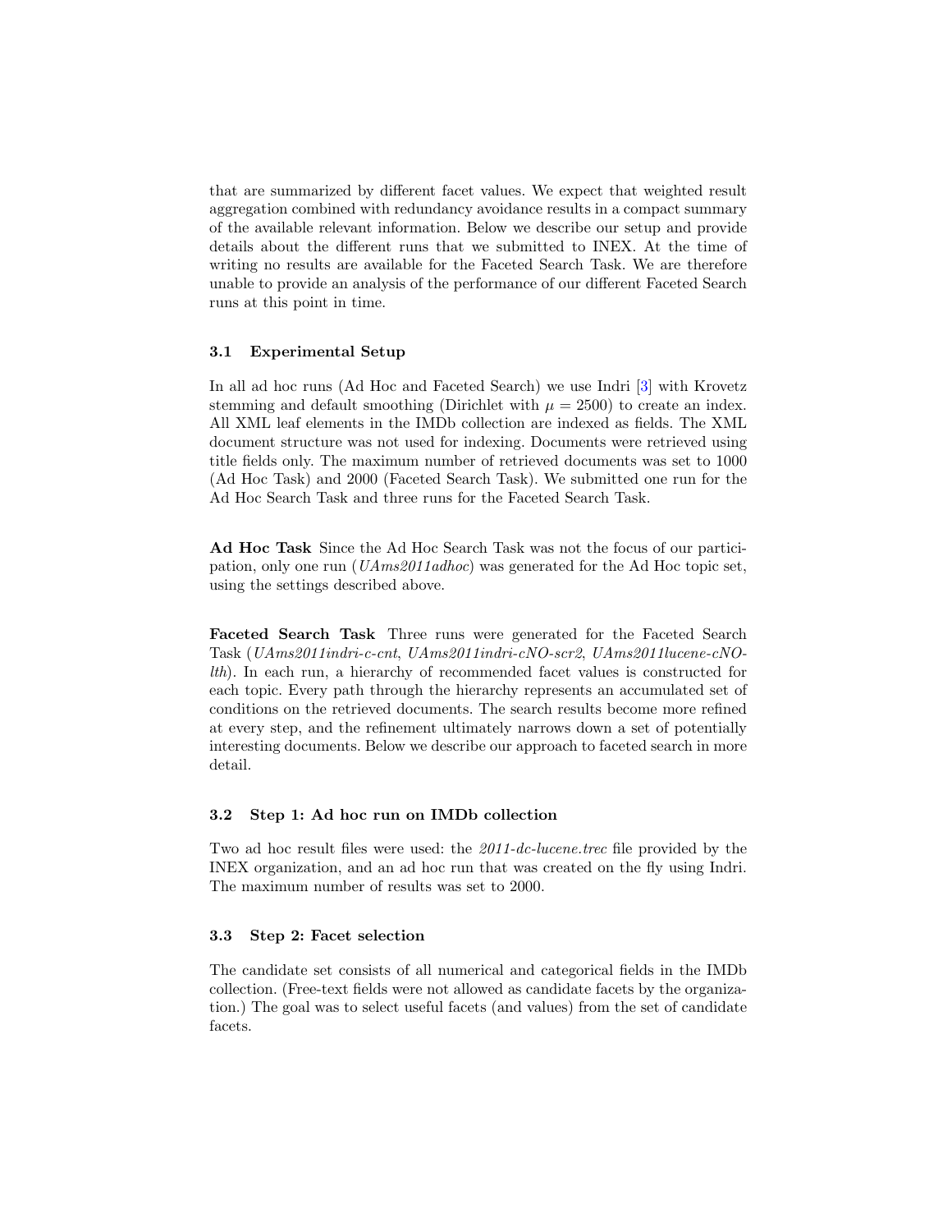that are summarized by different facet values. We expect that weighted result aggregation combined with redundancy avoidance results in a compact summary of the available relevant information. Below we describe our setup and provide details about the different runs that we submitted to INEX. At the time of writing no results are available for the Faceted Search Task. We are therefore unable to provide an analysis of the performance of our different Faceted Search runs at this point in time.

### 3.1 Experimental Setup

In all ad hoc runs (Ad Hoc and Faceted Search) we use Indri [3] with Krovetz stemming and default smoothing (Dirichlet with $\mu = 2500$) to create an index. All XML leaf elements in the IMDb collection are indexed as fields. The XML document structure was not used for indexing. Documents were retrieved using title fields only. The maximum number of retrieved documents was set to 1000 (Ad Hoc Task) and 2000 (Faceted Search Task). We submitted one run for the Ad Hoc Search Task and three runs for the Faceted Search Task.

**Ad Hoc Task** Since the Ad Hoc Search Task was not the focus of our participation, only one run (*UAms2011adhoc*) was generated for the Ad Hoc topic set, using the settings described above.

**Faceted Search Task** Three runs were generated for the Faceted Search Task (*UAms2011indri-c-cnt*, *UAms2011indri-cNO-scr2*, *UAms2011lucene-cNO-lth*). In each run, a hierarchy of recommended facet values is constructed for each topic. Every path through the hierarchy represents an accumulated set of conditions on the retrieved documents. The search results become more refined at every step, and the refinement ultimately narrows down a set of potentially interesting documents. Below we describe our approach to faceted search in more detail.

### 3.2 Step 1: Ad hoc run on IMDb collection

Two ad hoc result files were used: the *2011-dc-lucene.trec* file provided by the INEX organization, and an ad hoc run that was created on the fly using Indri. The maximum number of results was set to 2000.

### 3.3 Step 2: Facet selection

The candidate set consists of all numerical and categorical fields in the IMDb collection. (Free-text fields were not allowed as candidate facets by the organization.) The goal was to select useful facets (and values) from the set of candidate facets.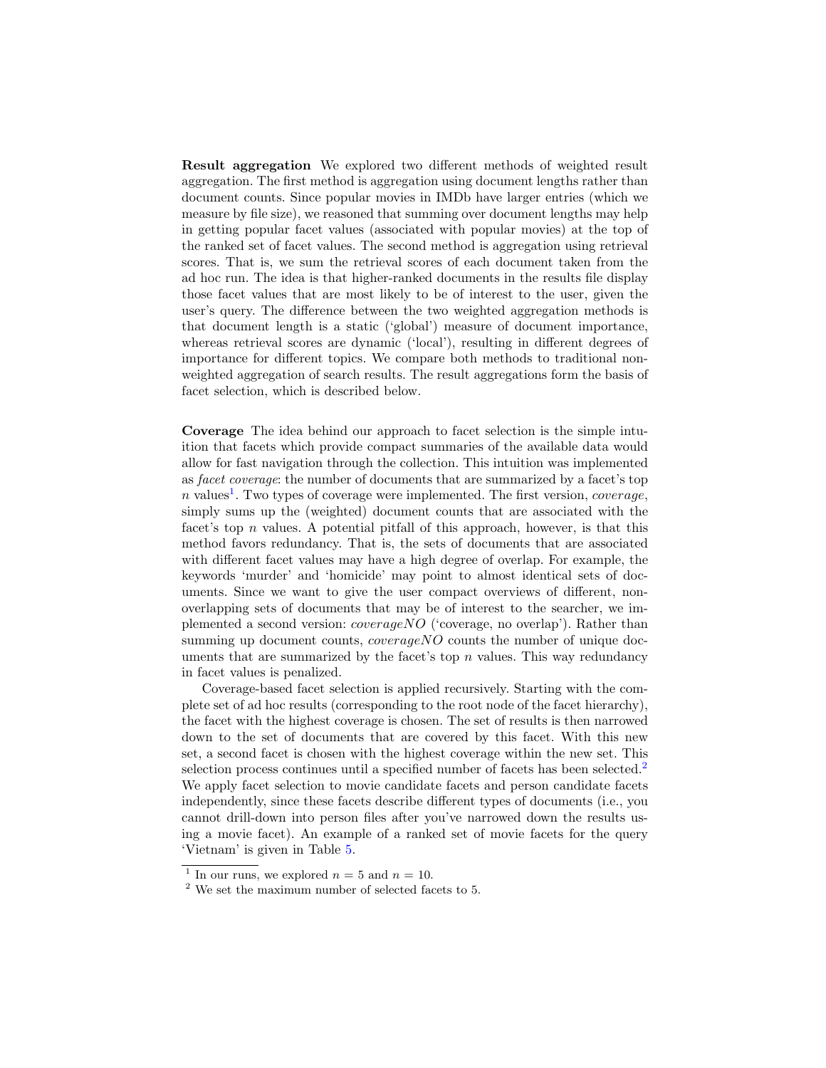**Result aggregation** We explored two different methods of weighted result aggregation. The first method is aggregation using document lengths rather than document counts. Since popular movies in IMDb have larger entries (which we measure by file size), we reasoned that summing over document lengths may help in getting popular facet values (associated with popular movies) at the top of the ranked set of facet values. The second method is aggregation using retrieval scores. That is, we sum the retrieval scores of each document taken from the ad hoc run. The idea is that higher-ranked documents in the results file display those facet values that are most likely to be of interest to the user, given the user's query. The difference between the two weighted aggregation methods is that document length is a static ('global') measure of document importance, whereas retrieval scores are dynamic ('local'), resulting in different degrees of importance for different topics. We compare both methods to traditional non-weighted aggregation of search results. The result aggregations form the basis of facet selection, which is described below.

**Coverage** The idea behind our approach to facet selection is the simple intuition that facets which provide compact summaries of the available data would allow for fast navigation through the collection. This intuition was implemented as *facet coverage*: the number of documents that are summarized by a facet's top $n$ values[1]. Two types of coverage were implemented. The first version, *coverage*, simply sums up the (weighted) document counts that are associated with the facet's top $n$ values. A potential pitfall of this approach, however, is that this method favors redundancy. That is, the sets of documents that are associated with different facet values may have a high degree of overlap. For example, the keywords 'murder' and 'homicide' may point to almost identical sets of documents. Since we want to give the user compact overviews of different, non-overlapping sets of documents that may be of interest to the searcher, we implemented a second version: *coverageNO* ('coverage, no overlap'). Rather than summing up document counts, *coverageNO* counts the number of unique documents that are summarized by the facet's top $n$ values. This way redundancy in facet values is penalized.

Coverage-based facet selection is applied recursively. Starting with the complete set of ad hoc results (corresponding to the root node of the facet hierarchy), the facet with the highest coverage is chosen. The set of results is then narrowed down to the set of documents that are covered by this facet. With this new set, a second facet is chosen with the highest coverage within the new set. This selection process continues until a specified number of facets has been selected.[2] We apply facet selection to movie candidate facets and person candidate facets independently, since these facets describe different types of documents (i.e., you cannot drill-down into person files after you've narrowed down the results using a movie facet). An example of a ranked set of movie facets for the query 'Vietnam' is given in Table 5.

[1] In our runs, we explored $n = 5$ and $n = 10$.

[2] We set the maximum number of selected facets to 5.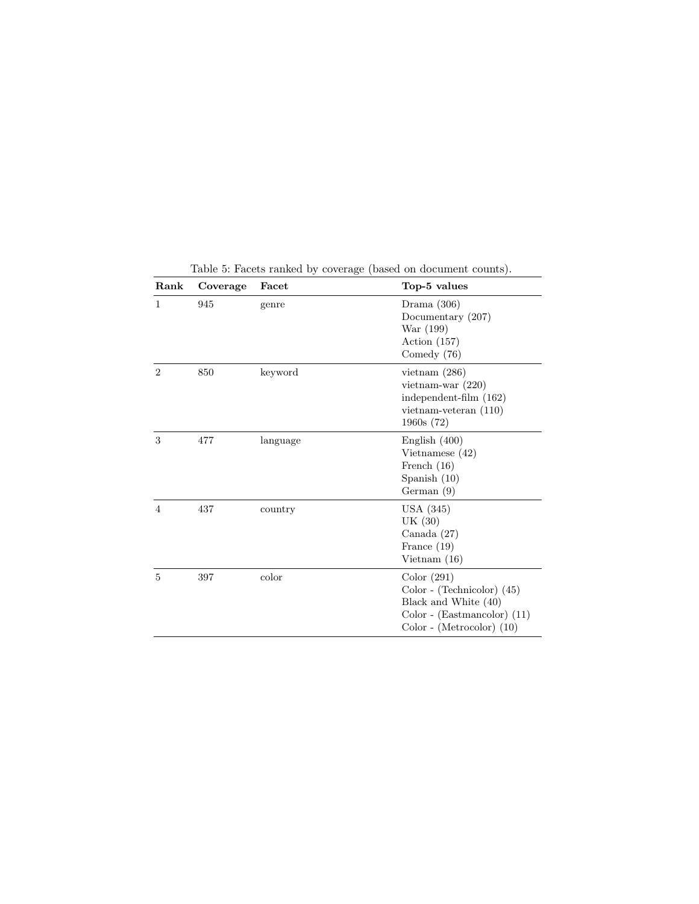Table 5: Facets ranked by coverage (based on document counts).

| Rank | Coverage | Facet | Top-5 values |
| --- | --- | --- | --- |
| 1 | 945 | genre | Drama (306)<br>Documentary (207)<br>War (199)<br>Action (157)<br>Comedy (76) |
| 2 | 850 | keyword | vietnam (286)<br>vietnam-war (220)<br>independent-film (162)<br>vietnam-veteran (110)<br>1960s (72) |
| 3 | 477 | language | English (400)<br>Vietnamese (42)<br>French (16)<br>Spanish (10)<br>German (9) |
| 4 | 437 | country | USA (345)<br>UK (30)<br>Canada (27)<br>France (19)<br>Vietnam (16) |
| 5 | 397 | color | Color (291)<br>Color - (Technicolor) (45)<br>Black and White (40)<br>Color - (Eastmancolor) (11)<br>Color - (Metrocolor) (10) |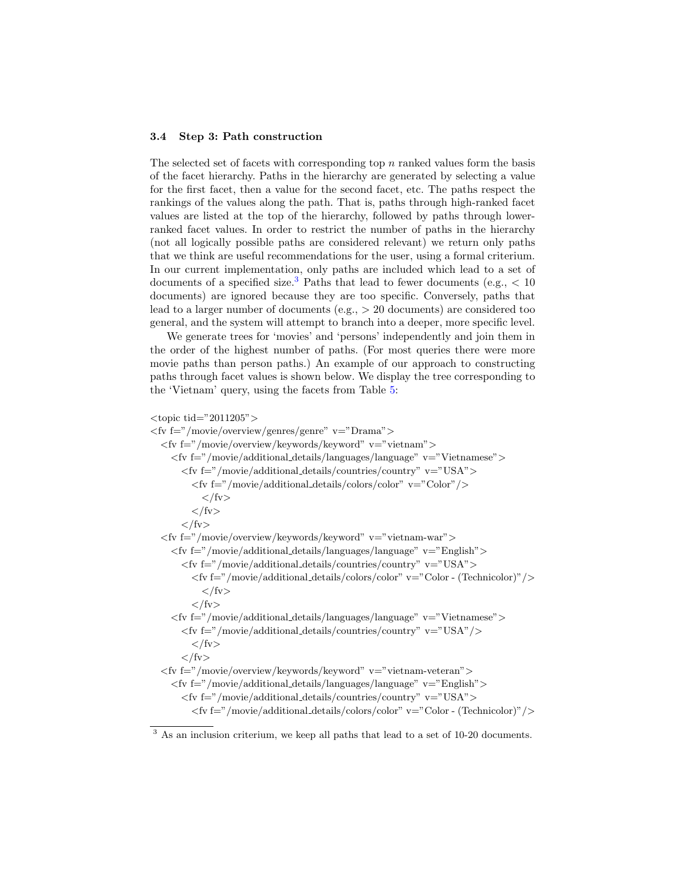### 3.4 Step 3: Path construction

The selected set of facets with corresponding top $n$ ranked values form the basis of the facet hierarchy. Paths in the hierarchy are generated by selecting a value for the first facet, then a value for the second facet, etc. The paths respect the rankings of the values along the path. That is, paths through high-ranked facet values are listed at the top of the hierarchy, followed by paths through lower-ranked facet values. In order to restrict the number of paths in the hierarchy (not all logically possible paths are considered relevant) we return only paths that we think are useful recommendations for the user, using a formal criterium. In our current implementation, only paths are included which lead to a set of documents of a specified size.[3] Paths that lead to fewer documents (e.g., $< 10$ documents) are ignored because they are too specific. Conversely, paths that lead to a larger number of documents (e.g., $> 20$ documents) are considered too general, and the system will attempt to branch into a deeper, more specific level.

We generate trees for 'movies' and 'persons' independently and join them in the order of the highest number of paths. (For most queries there were more movie paths than person paths.) An example of our approach to constructing paths through facet values is shown below. We display the tree corresponding to the 'Vietnam' query, using the facets from Table 5:

```
<topic tid="2011205">
<fv f="/movie/overview/genres/genre" v="Drama">
  <fv f="/movie/overview/keywords/keyword" v="vietnam">
    <fv f="/movie/additional_details/languages/language" v="Vietnamese">
      <fv f="/movie/additional_details/countries/country" v="USA">
        <fv f="/movie/additional_details/colors/color" v="Color"/>
          </fv>
        </fv>
      </fv>
  <fv f="/movie/overview/keywords/keyword" v="vietnam-war">
    <fv f="/movie/additional_details/languages/language" v="English">
      <fv f="/movie/additional_details/countries/country" v="USA">
        <fv f="/movie/additional_details/colors/color" v="Color - (Technicolor)"/>
          </fv>
        </fv>
    <fv f="/movie/additional_details/languages/language" v="Vietnamese">
      <fv f="/movie/additional_details/countries/country" v="USA"/>
        </fv>
      </fv>
  <fv f="/movie/overview/keywords/keyword" v="vietnam-veteran">
    <fv f="/movie/additional_details/languages/language" v="English">
      <fv f="/movie/additional_details/countries/country" v="USA">
        <fv f="/movie/additional_details/colors/color" v="Color - (Technicolor)"/>
```

[3] As an inclusion criterium, we keep all paths that lead to a set of 10-20 documents.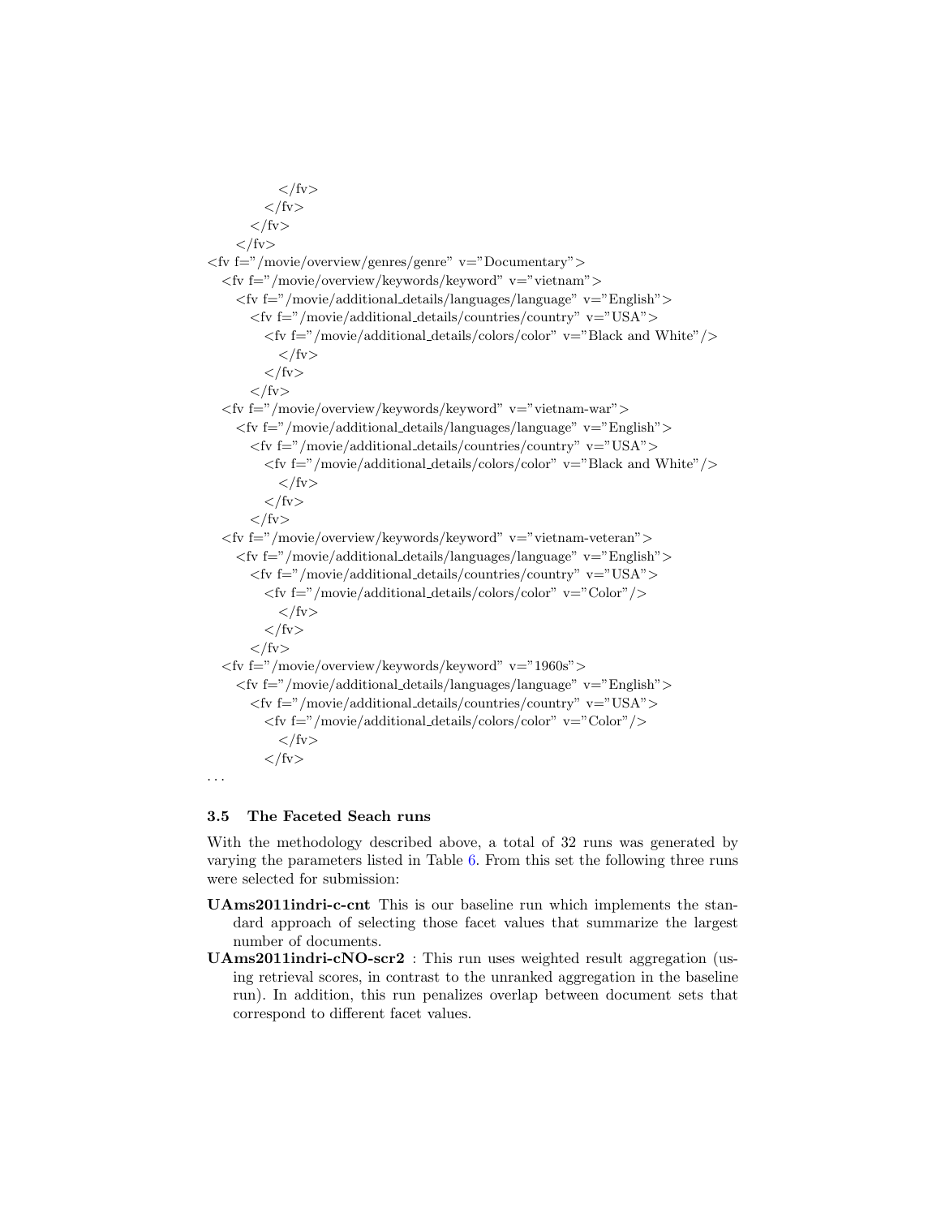```
            </fv>
          </fv>
        </fv>
      </fv>
<fv f="/movie/overview/genres/genre" v="Documentary">
  <fv f="/movie/overview/keywords/keyword" v="vietnam">
    <fv f="/movie/additional_details/languages/language" v="English">
      <fv f="/movie/additional_details/countries/country" v="USA">
        <fv f="/movie/additional_details/colors/color" v="Black and White"/>
          </fv>
        </fv>
      </fv>
  <fv f="/movie/overview/keywords/keyword" v="vietnam-war">
    <fv f="/movie/additional_details/languages/language" v="English">
      <fv f="/movie/additional_details/countries/country" v="USA">
        <fv f="/movie/additional_details/colors/color" v="Black and White"/>
          </fv>
        </fv>
      </fv>
  <fv f="/movie/overview/keywords/keyword" v="vietnam-veteran">
    <fv f="/movie/additional_details/languages/language" v="English">
      <fv f="/movie/additional_details/countries/country" v="USA">
        <fv f="/movie/additional_details/colors/color" v="Color"/>
          </fv>
        </fv>
      </fv>
  <fv f="/movie/overview/keywords/keyword" v="1960s">
    <fv f="/movie/additional_details/languages/language" v="English">
      <fv f="/movie/additional_details/countries/country" v="USA">
        <fv f="/movie/additional_details/colors/color" v="Color"/>
          </fv>
        </fv>
...
```

### 3.5 The Faceted Seach runs

With the methodology described above, a total of 32 runs was generated by varying the parameters listed in Table 6. From this set the following three runs were selected for submission:

**UAms2011indri-c-cnt** This is our baseline run which implements the standard approach of selecting those facet values that summarize the largest number of documents.

**UAms2011indri-cNO-scr2** : This run uses weighted result aggregation (using retrieval scores, in contrast to the unranked aggregation in the baseline run). In addition, this run penalizes overlap between document sets that correspond to different facet values.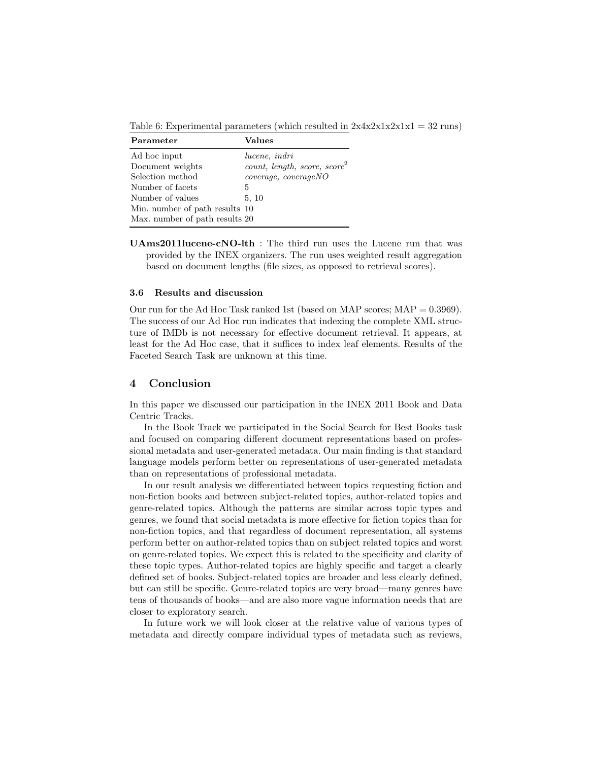Table 6: Experimental parameters (which resulted in 2x4x2x1x2x1x1 = 32 runs)

| Parameter | Values |
|---|---|
| Ad hoc input | *lucene, indri* |
| Document weights | *count, length, score,* $score^2$ |
| Selection method | *coverage, coverageNO* |
| Number of facets | 5 |
| Number of values | 5, 10 |
| Min. number of path results | 10 |
| Max. number of path results | 20 |

**UAms2011lucene-cNO-lth** : The third run uses the Lucene run that was provided by the INEX organizers. The run uses weighted result aggregation based on document lengths (file sizes, as opposed to retrieval scores).

### 3.6 Results and discussion

Our run for the Ad Hoc Task ranked 1st (based on MAP scores; MAP = 0.3969). The success of our Ad Hoc run indicates that indexing the complete XML structure of IMDb is not necessary for effective document retrieval. It appears, at least for the Ad Hoc case, that it suffices to index leaf elements. Results of the Faceted Search Task are unknown at this time.

## 4 Conclusion

In this paper we discussed our participation in the INEX 2011 Book and Data Centric Tracks.

In the Book Track we participated in the Social Search for Best Books task and focused on comparing different document representations based on professional metadata and user-generated metadata. Our main finding is that standard language models perform better on representations of user-generated metadata than on representations of professional metadata.

In our result analysis we differentiated between topics requesting fiction and non-fiction books and between subject-related topics, author-related topics and genre-related topics. Although the patterns are similar across topic types and genres, we found that social metadata is more effective for fiction topics than for non-fiction topics, and that regardless of document representation, all systems perform better on author-related topics than on subject related topics and worst on genre-related topics. We expect this is related to the specificity and clarity of these topic types. Author-related topics are highly specific and target a clearly defined set of books. Subject-related topics are broader and less clearly defined, but can still be specific. Genre-related topics are very broad—many genres have tens of thousands of books—and are also more vague information needs that are closer to exploratory search.

In future work we will look closer at the relative value of various types of metadata and directly compare individual types of metadata such as reviews,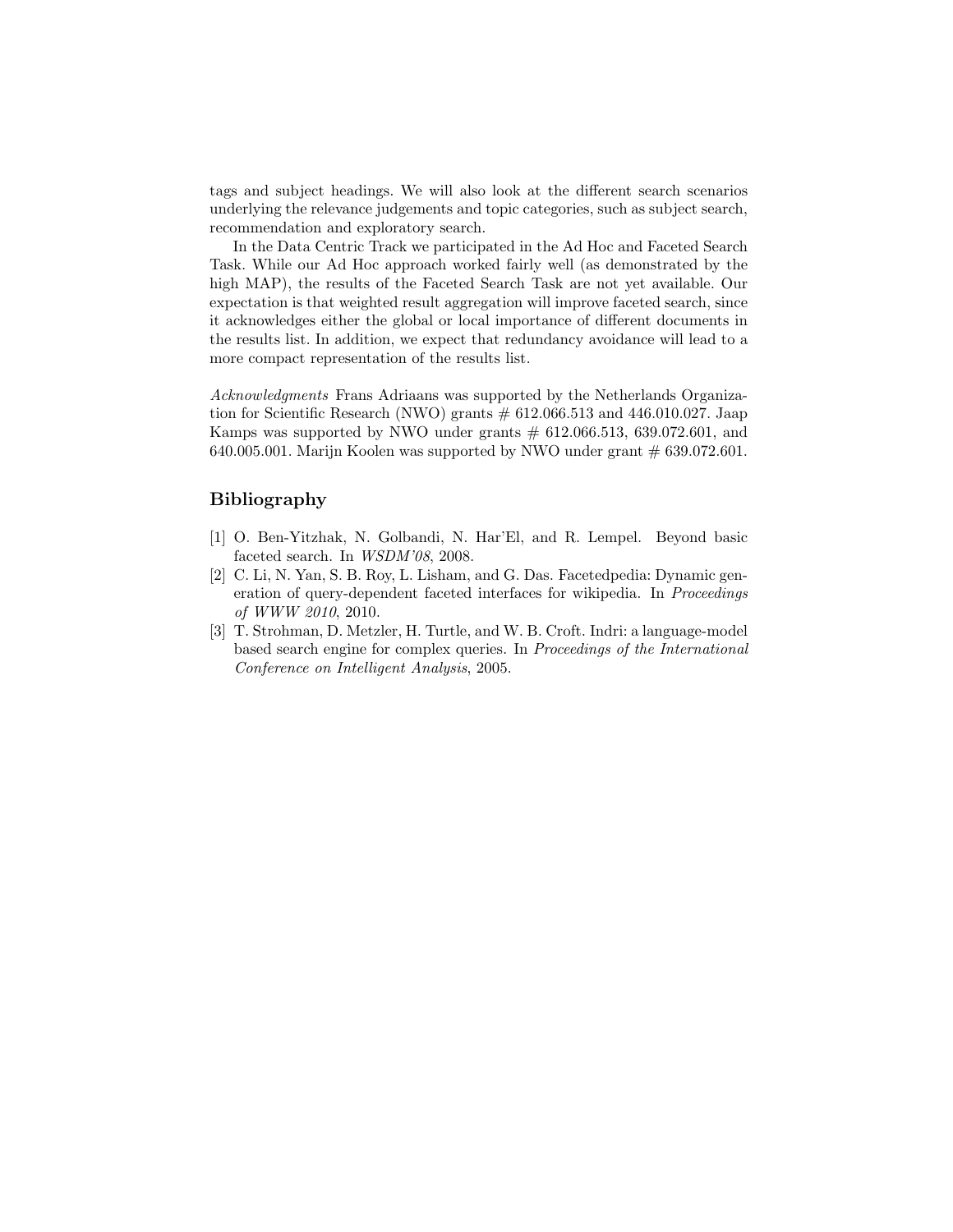tags and subject headings. We will also look at the different search scenarios underlying the relevance judgements and topic categories, such as subject search, recommendation and exploratory search.

In the Data Centric Track we participated in the Ad Hoc and Faceted Search Task. While our Ad Hoc approach worked fairly well (as demonstrated by the high MAP), the results of the Faceted Search Task are not yet available. Our expectation is that weighted result aggregation will improve faceted search, since it acknowledges either the global or local importance of different documents in the results list. In addition, we expect that redundancy avoidance will lead to a more compact representation of the results list.

*Acknowledgments* Frans Adriaans was supported by the Netherlands Organization for Scientific Research (NWO) grants # 612.066.513 and 446.010.027. Jaap Kamps was supported by NWO under grants # 612.066.513, 639.072.601, and 640.005.001. Marijn Koolen was supported by NWO under grant # 639.072.601.

## Bibliography

[1] O. Ben-Yitzhak, N. Golbandi, N. Har'El, and R. Lempel. Beyond basic faceted search. In *WSDM'08*, 2008.

[2] C. Li, N. Yan, S. B. Roy, L. Lisham, and G. Das. Facetedpedia: Dynamic generation of query-dependent faceted interfaces for wikipedia. In *Proceedings of WWW 2010*, 2010.

[3] T. Strohman, D. Metzler, H. Turtle, and W. B. Croft. Indri: a language-model based search engine for complex queries. In *Proceedings of the International Conference on Intelligent Analysis*, 2005.